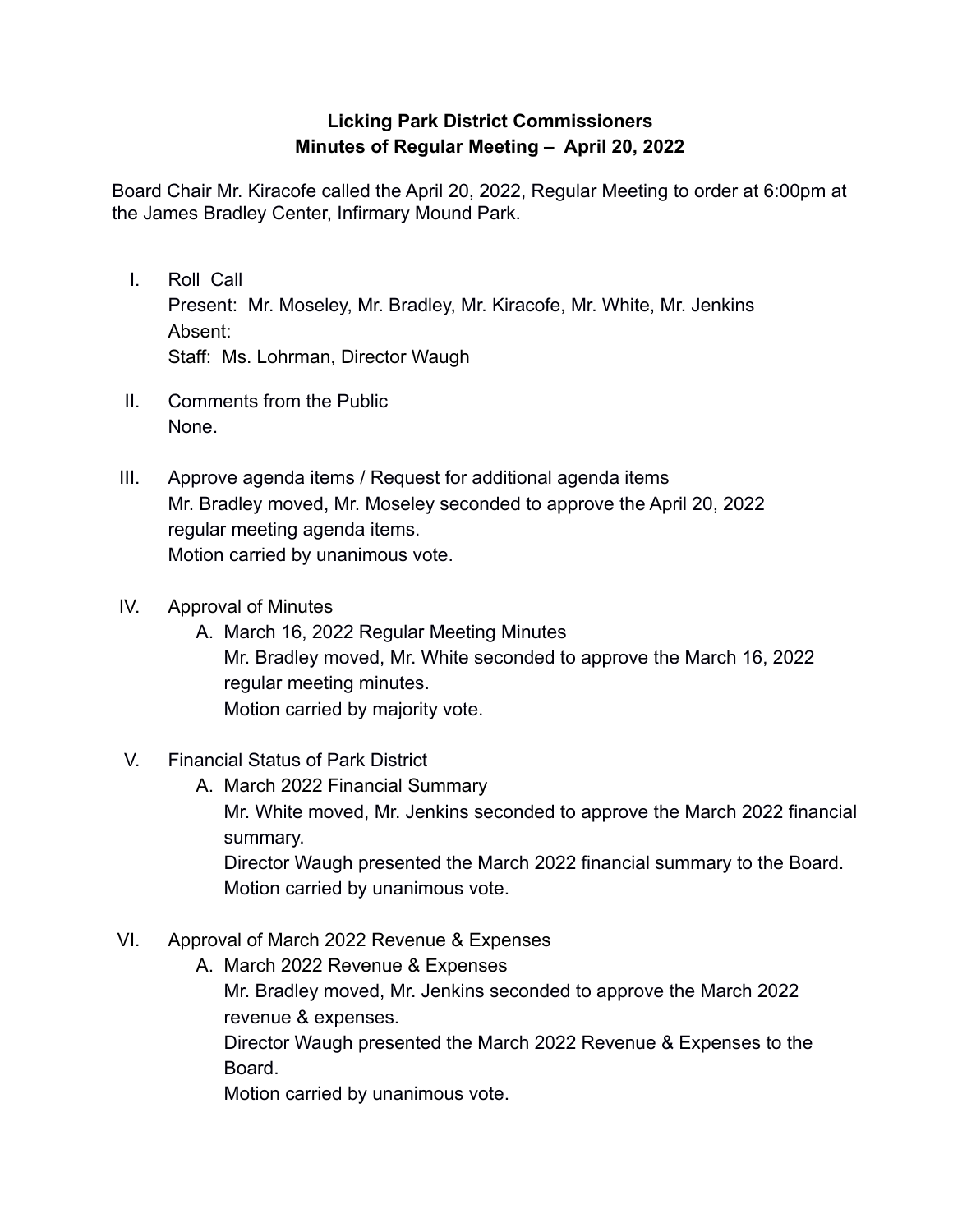# Licking Park District Commissioners
## Minutes of Regular Meeting – April 20, 2022

Board Chair Mr. Kiracofe called the April 20, 2022, Regular Meeting to order at 6:00pm at the James Bradley Center, Infirmary Mound Park.

I. Roll Call
   Present: Mr. Moseley, Mr. Bradley, Mr. Kiracofe, Mr. White, Mr. Jenkins
   Absent:
   Staff: Ms. Lohrman, Director Waugh

II. Comments from the Public
   None.

III. Approve agenda items / Request for additional agenda items
   Mr. Bradley moved, Mr. Moseley seconded to approve the April 20, 2022 regular meeting agenda items.
   Motion carried by unanimous vote.

IV. Approval of Minutes
   A. March 16, 2022 Regular Meeting Minutes
      Mr. Bradley moved, Mr. White seconded to approve the March 16, 2022 regular meeting minutes.
      Motion carried by majority vote.

V. Financial Status of Park District
   A. March 2022 Financial Summary
      Mr. White moved, Mr. Jenkins seconded to approve the March 2022 financial summary.
      Director Waugh presented the March 2022 financial summary to the Board.
      Motion carried by unanimous vote.

VI. Approval of March 2022 Revenue & Expenses
   A. March 2022 Revenue & Expenses
      Mr. Bradley moved, Mr. Jenkins seconded to approve the March 2022 revenue & expenses.
      Director Waugh presented the March 2022 Revenue & Expenses to the Board.
      Motion carried by unanimous vote.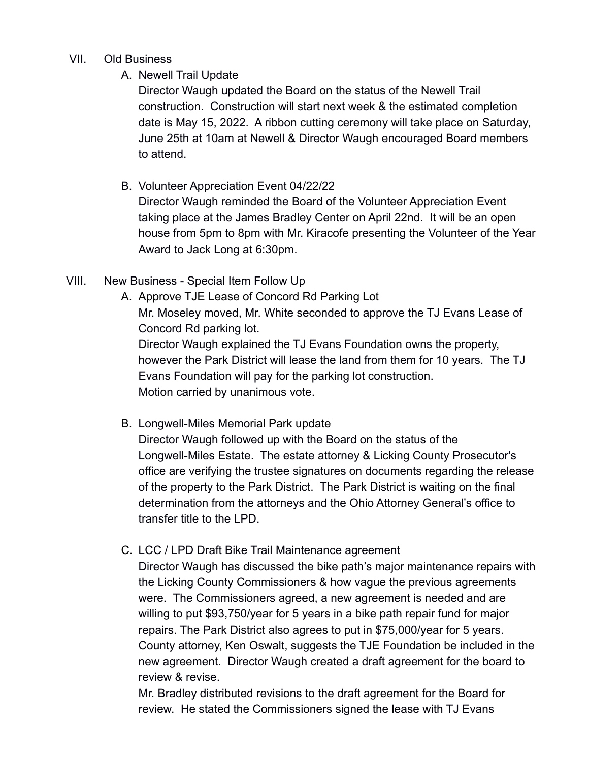VII. Old Business

A. Newell Trail Update

Director Waugh updated the Board on the status of the Newell Trail construction. Construction will start next week & the estimated completion date is May 15, 2022. A ribbon cutting ceremony will take place on Saturday, June 25th at 10am at Newell & Director Waugh encouraged Board members to attend.

B. Volunteer Appreciation Event 04/22/22

Director Waugh reminded the Board of the Volunteer Appreciation Event taking place at the James Bradley Center on April 22nd. It will be an open house from 5pm to 8pm with Mr. Kiracofe presenting the Volunteer of the Year Award to Jack Long at 6:30pm.

VIII. New Business - Special Item Follow Up

A. Approve TJE Lease of Concord Rd Parking Lot

Mr. Moseley moved, Mr. White seconded to approve the TJ Evans Lease of Concord Rd parking lot.
Director Waugh explained the TJ Evans Foundation owns the property, however the Park District will lease the land from them for 10 years. The TJ Evans Foundation will pay for the parking lot construction.
Motion carried by unanimous vote.

B. Longwell-Miles Memorial Park update

Director Waugh followed up with the Board on the status of the Longwell-Miles Estate. The estate attorney & Licking County Prosecutor's office are verifying the trustee signatures on documents regarding the release of the property to the Park District. The Park District is waiting on the final determination from the attorneys and the Ohio Attorney General's office to transfer title to the LPD.

C. LCC / LPD Draft Bike Trail Maintenance agreement

Director Waugh has discussed the bike path's major maintenance repairs with the Licking County Commissioners & how vague the previous agreements were. The Commissioners agreed, a new agreement is needed and are willing to put $93,750/year for 5 years in a bike path repair fund for major repairs. The Park District also agrees to put in $75,000/year for 5 years. County attorney, Ken Oswalt, suggests the TJE Foundation be included in the new agreement. Director Waugh created a draft agreement for the board to review & revise.
Mr. Bradley distributed revisions to the draft agreement for the Board for review. He stated the Commissioners signed the lease with TJ Evans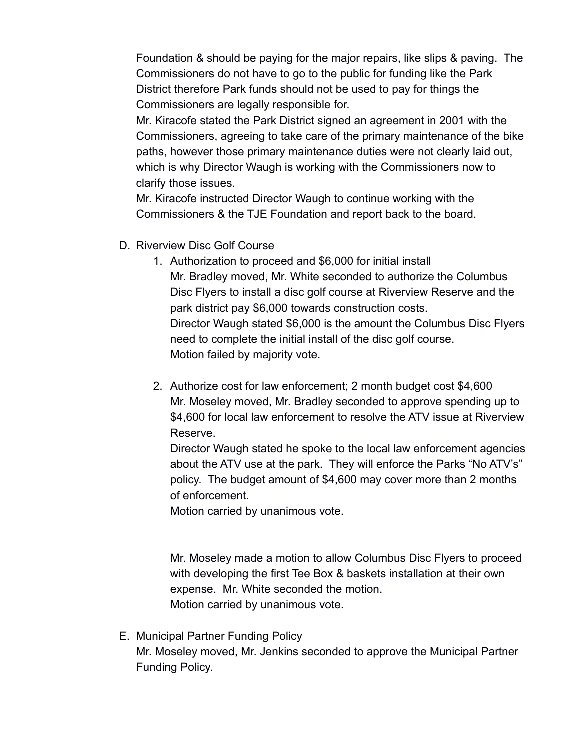Foundation & should be paying for the major repairs, like slips & paving. The Commissioners do not have to go to the public for funding like the Park District therefore Park funds should not be used to pay for things the Commissioners are legally responsible for.

Mr. Kiracofe stated the Park District signed an agreement in 2001 with the Commissioners, agreeing to take care of the primary maintenance of the bike paths, however those primary maintenance duties were not clearly laid out, which is why Director Waugh is working with the Commissioners now to clarify those issues.

Mr. Kiracofe instructed Director Waugh to continue working with the Commissioners & the TJE Foundation and report back to the board.

D. Riverview Disc Golf Course

1. Authorization to proceed and $6,000 for initial install

   Mr. Bradley moved, Mr. White seconded to authorize the Columbus Disc Flyers to install a disc golf course at Riverview Reserve and the park district pay $6,000 towards construction costs.

   Director Waugh stated $6,000 is the amount the Columbus Disc Flyers need to complete the initial install of the disc golf course.

   Motion failed by majority vote.

2. Authorize cost for law enforcement; 2 month budget cost $4,600

   Mr. Moseley moved, Mr. Bradley seconded to approve spending up to $4,600 for local law enforcement to resolve the ATV issue at Riverview Reserve.

   Director Waugh stated he spoke to the local law enforcement agencies about the ATV use at the park. They will enforce the Parks "No ATV's" policy. The budget amount of $4,600 may cover more than 2 months of enforcement.

   Motion carried by unanimous vote.

   Mr. Moseley made a motion to allow Columbus Disc Flyers to proceed with developing the first Tee Box & baskets installation at their own expense. Mr. White seconded the motion.

   Motion carried by unanimous vote.

E. Municipal Partner Funding Policy

Mr. Moseley moved, Mr. Jenkins seconded to approve the Municipal Partner Funding Policy.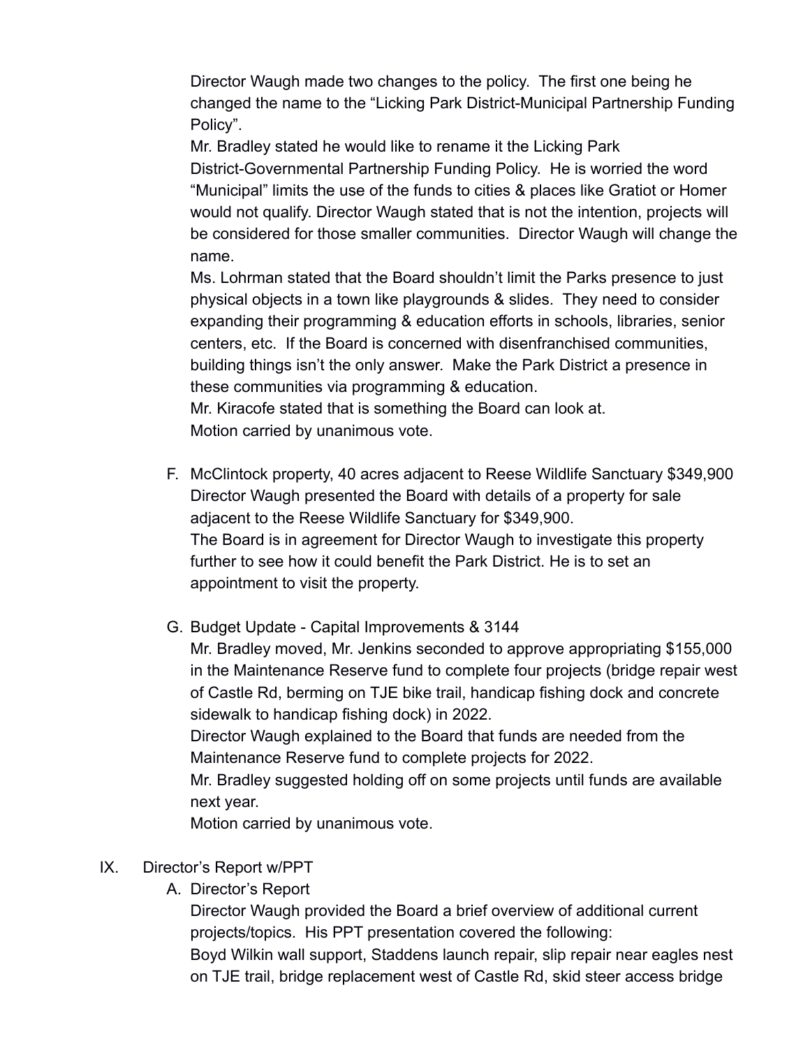Director Waugh made two changes to the policy. The first one being he changed the name to the “Licking Park District-Municipal Partnership Funding Policy”.

Mr. Bradley stated he would like to rename it the Licking Park District-Governmental Partnership Funding Policy. He is worried the word “Municipal” limits the use of the funds to cities & places like Gratiot or Homer would not qualify. Director Waugh stated that is not the intention, projects will be considered for those smaller communities. Director Waugh will change the name.

Ms. Lohrman stated that the Board shouldn’t limit the Parks presence to just physical objects in a town like playgrounds & slides. They need to consider expanding their programming & education efforts in schools, libraries, senior centers, etc. If the Board is concerned with disenfranchised communities, building things isn’t the only answer. Make the Park District a presence in these communities via programming & education.

Mr. Kiracofe stated that is something the Board can look at.

Motion carried by unanimous vote.

F. McClintock property, 40 acres adjacent to Reese Wildlife Sanctuary $349,900

Director Waugh presented the Board with details of a property for sale adjacent to the Reese Wildlife Sanctuary for $349,900.

The Board is in agreement for Director Waugh to investigate this property further to see how it could benefit the Park District. He is to set an appointment to visit the property.

G. Budget Update - Capital Improvements & 3144

Mr. Bradley moved, Mr. Jenkins seconded to approve appropriating $155,000 in the Maintenance Reserve fund to complete four projects (bridge repair west of Castle Rd, berming on TJE bike trail, handicap fishing dock and concrete sidewalk to handicap fishing dock) in 2022.

Director Waugh explained to the Board that funds are needed from the Maintenance Reserve fund to complete projects for 2022.

Mr. Bradley suggested holding off on some projects until funds are available next year.

Motion carried by unanimous vote.

IX. Director’s Report w/PPT

A. Director’s Report

Director Waugh provided the Board a brief overview of additional current projects/topics. His PPT presentation covered the following:

Boyd Wilkin wall support, Staddens launch repair, slip repair near eagles nest on TJE trail, bridge replacement west of Castle Rd, skid steer access bridge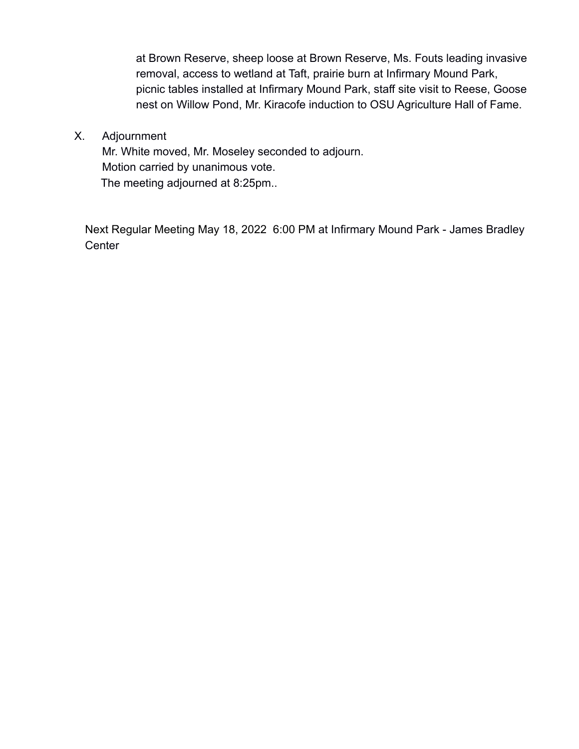at Brown Reserve, sheep loose at Brown Reserve, Ms. Fouts leading invasive removal, access to wetland at Taft, prairie burn at Infirmary Mound Park, picnic tables installed at Infirmary Mound Park, staff site visit to Reese, Goose nest on Willow Pond, Mr. Kiracofe induction to OSU Agriculture Hall of Fame.

X. Adjournment

Mr. White moved, Mr. Moseley seconded to adjourn.
Motion carried by unanimous vote.
The meeting adjourned at 8:25pm..

Next Regular Meeting May 18, 2022 6:00 PM at Infirmary Mound Park - James Bradley Center